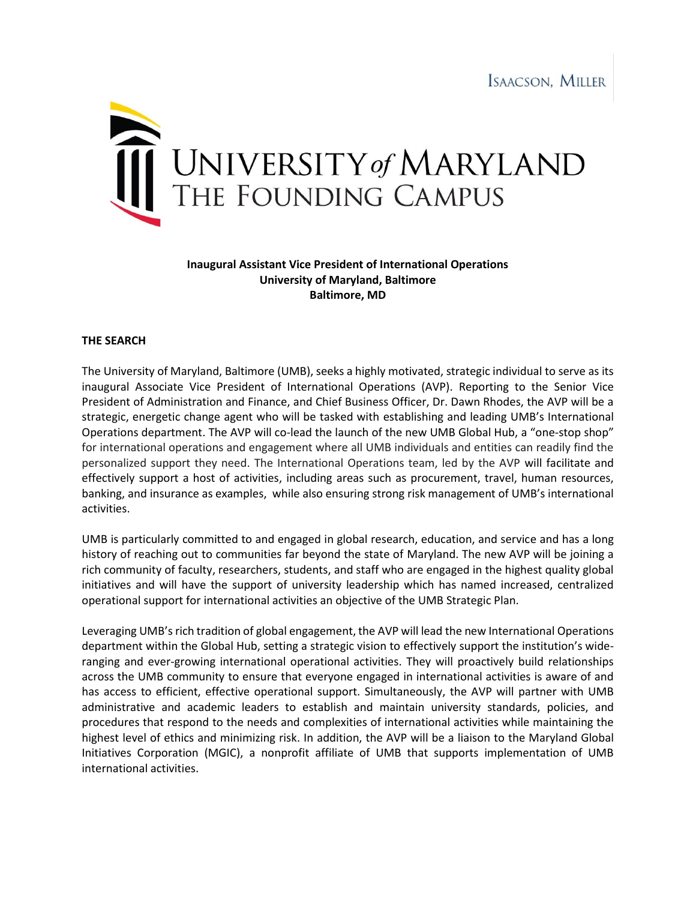Isaacson, Miller

University of Maryland
The Founding Campus

**Inaugural Assistant Vice President of International Operations**
**University of Maryland, Baltimore**
**Baltimore, MD**

## THE SEARCH

The University of Maryland, Baltimore (UMB), seeks a highly motivated, strategic individual to serve as its inaugural Associate Vice President of International Operations (AVP). Reporting to the Senior Vice President of Administration and Finance, and Chief Business Officer, Dr. Dawn Rhodes, the AVP will be a strategic, energetic change agent who will be tasked with establishing and leading UMB's International Operations department. The AVP will co-lead the launch of the new UMB Global Hub, a "one-stop shop" for international operations and engagement where all UMB individuals and entities can readily find the personalized support they need. The International Operations team, led by the AVP will facilitate and effectively support a host of activities, including areas such as procurement, travel, human resources, banking, and insurance as examples, while also ensuring strong risk management of UMB's international activities.

UMB is particularly committed to and engaged in global research, education, and service and has a long history of reaching out to communities far beyond the state of Maryland. The new AVP will be joining a rich community of faculty, researchers, students, and staff who are engaged in the highest quality global initiatives and will have the support of university leadership which has named increased, centralized operational support for international activities an objective of the UMB Strategic Plan.

Leveraging UMB's rich tradition of global engagement, the AVP will lead the new International Operations department within the Global Hub, setting a strategic vision to effectively support the institution's wide-ranging and ever-growing international operational activities. They will proactively build relationships across the UMB community to ensure that everyone engaged in international activities is aware of and has access to efficient, effective operational support. Simultaneously, the AVP will partner with UMB administrative and academic leaders to establish and maintain university standards, policies, and procedures that respond to the needs and complexities of international activities while maintaining the highest level of ethics and minimizing risk. In addition, the AVP will be a liaison to the Maryland Global Initiatives Corporation (MGIC), a nonprofit affiliate of UMB that supports implementation of UMB international activities.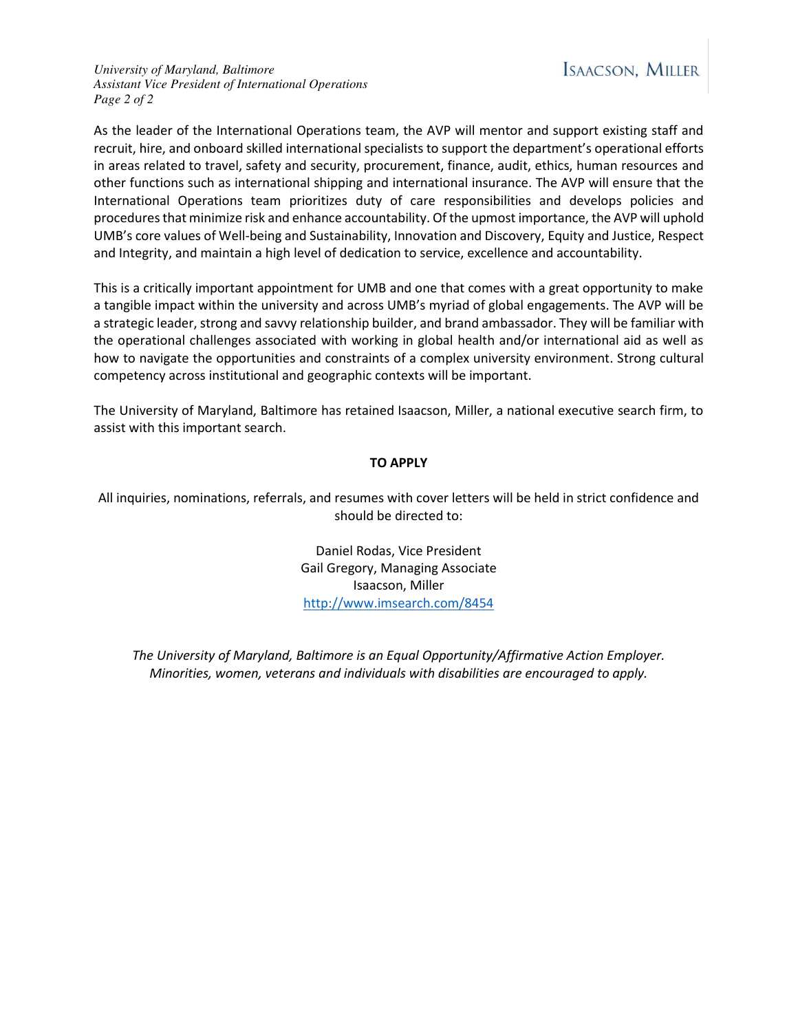As the leader of the International Operations team, the AVP will mentor and support existing staff and recruit, hire, and onboard skilled international specialists to support the department's operational efforts in areas related to travel, safety and security, procurement, finance, audit, ethics, human resources and other functions such as international shipping and international insurance. The AVP will ensure that the International Operations team prioritizes duty of care responsibilities and develops policies and procedures that minimize risk and enhance accountability. Of the upmost importance, the AVP will uphold UMB's core values of Well-being and Sustainability, Innovation and Discovery, Equity and Justice, Respect and Integrity, and maintain a high level of dedication to service, excellence and accountability.

This is a critically important appointment for UMB and one that comes with a great opportunity to make a tangible impact within the university and across UMB's myriad of global engagements. The AVP will be a strategic leader, strong and savvy relationship builder, and brand ambassador. They will be familiar with the operational challenges associated with working in global health and/or international aid as well as how to navigate the opportunities and constraints of a complex university environment. Strong cultural competency across institutional and geographic contexts will be important.

The University of Maryland, Baltimore has retained Isaacson, Miller, a national executive search firm, to assist with this important search.

**TO APPLY**

All inquiries, nominations, referrals, and resumes with cover letters will be held in strict confidence and should be directed to:

Daniel Rodas, Vice President
Gail Gregory, Managing Associate
Isaacson, Miller
[http://www.imsearch.com/8454](http://www.imsearch.com/8454)

*The University of Maryland, Baltimore is an Equal Opportunity/Affirmative Action Employer. Minorities, women, veterans and individuals with disabilities are encouraged to apply.*